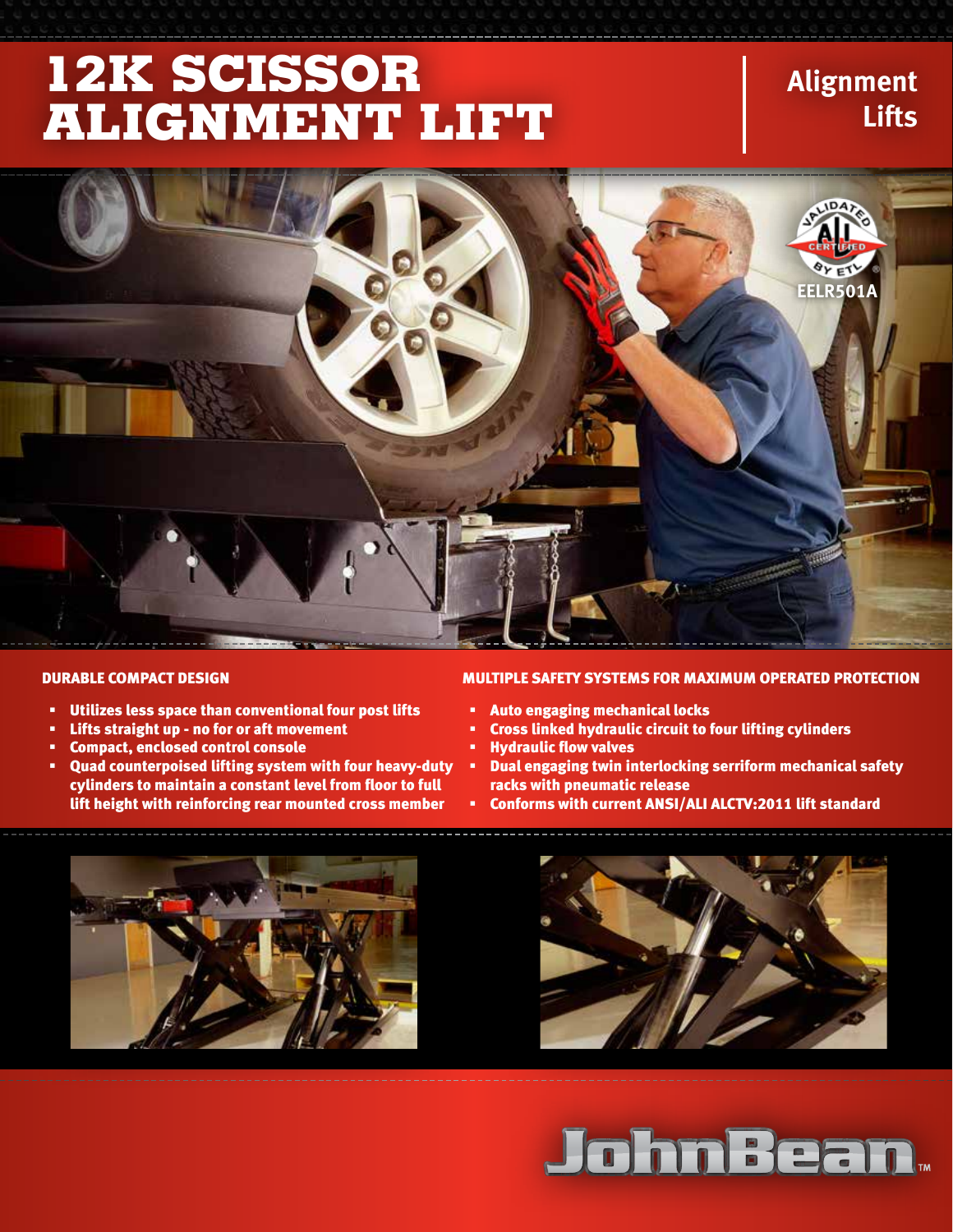# 12K SCISSOR ALIGNMENT LIFT

Alignment Lifts

EELR501A

### DURABLE COMPACT DESIGN

- Utilizes less space than conventional four post lifts
- Lifts straight up - no for or aft movement
- Compact, enclosed control console
- Quad counterpoised lifting system with four heavy-duty cylinders to maintain a constant level from floor to full lift height with reinforcing rear mounted cross member

### MULTIPLE SAFETY SYSTEMS FOR MAXIMUM OPERATED PROTECTION

- Auto engaging mechanical locks
- Cross linked hydraulic circuit to four lifting cylinders
- Hydraulic flow valves
- Dual engaging twin interlocking serriform mechanical safety racks with pneumatic release
- Conforms with current ANSI/ALI ALCTV:2011 lift standard

JohnBean™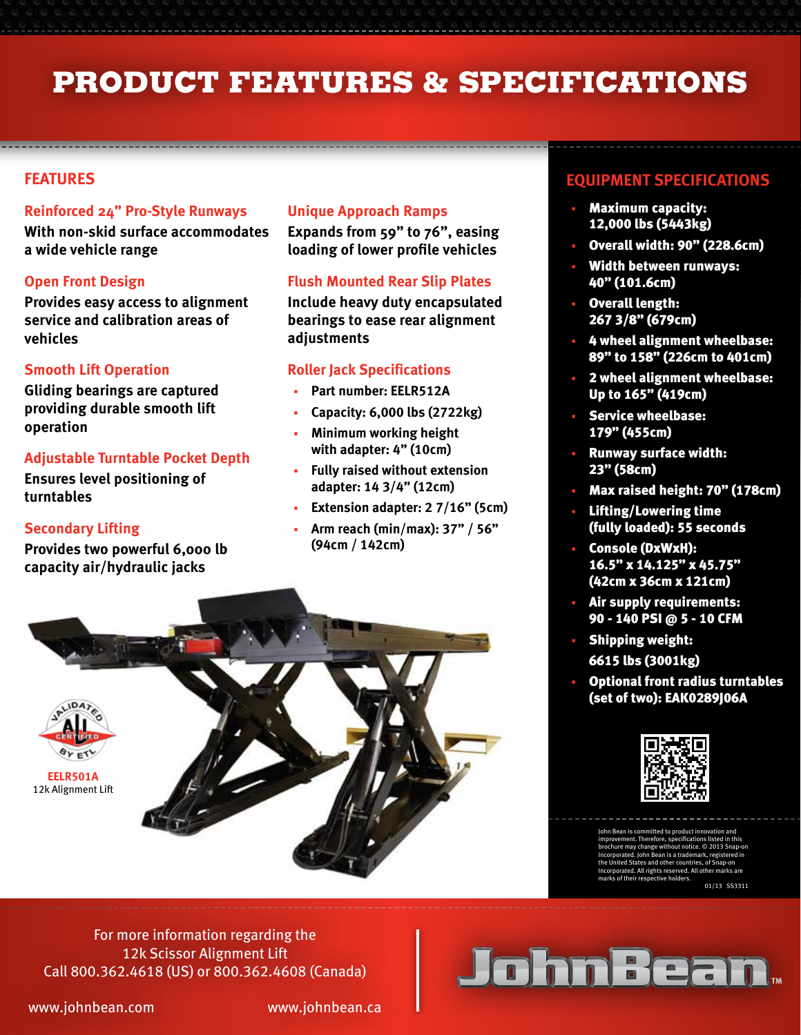# PRODUCT FEATURES & SPECIFICATIONS

## FEATURES

### Reinforced 24" Pro-Style Runways

With non-skid surface accommodates a wide vehicle range

### Open Front Design

Provides easy access to alignment service and calibration areas of vehicles

### Smooth Lift Operation

Gliding bearings are captured providing durable smooth lift operation

### Adjustable Turntable Pocket Depth

Ensures level positioning of turntables

### Secondary Lifting

Provides two powerful 6,000 lb capacity air/hydraulic jacks

### Unique Approach Ramps

Expands from 59" to 76", easing loading of lower profile vehicles

### Flush Mounted Rear Slip Plates

Include heavy duty encapsulated bearings to ease rear alignment adjustments

### Roller Jack Specifications

- Part number: EELR512A
- Capacity: 6,000 lbs (2722kg)
- Minimum working height with adapter: 4" (10cm)
- Fully raised without extension adapter: 14 3/4" (12cm)
- Extension adapter: 2 7/16" (5cm)
- Arm reach (min/max): 37" / 56" (94cm / 142cm)

VALIDATED ALI CERTIFIED BY ETL

**EELR501A**
12k Alignment Lift

## EQUIPMENT SPECIFICATIONS

- **Maximum capacity: 12,000 lbs (5443kg)**
- **Overall width: 90" (228.6cm)**
- **Width between runways: 40" (101.6cm)**
- **Overall length: 267 3/8" (679cm)**
- **4 wheel alignment wheelbase: 89" to 158" (226cm to 401cm)**
- **2 wheel alignment wheelbase: Up to 165" (419cm)**
- **Service wheelbase: 179" (455cm)**
- **Runway surface width: 23" (58cm)**
- **Max raised height: 70" (178cm)**
- **Lifting/Lowering time (fully loaded): 55 seconds**
- **Console (DxWxH): 16.5" x 14.125" x 45.75" (42cm x 36cm x 121cm)**
- **Air supply requirements: 90 - 140 PSI @ 5 - 10 CFM**
- **Shipping weight: 6615 lbs (3001kg)**
- **Optional front radius turntables (set of two): EAK0289J06A**

John Bean is committed to product innovation and improvement. Therefore, specifications listed in this brochure may change without notice. © 2013 Snap-on Incorporated. John Bean is a trademark, registered in the United States and other countries, of Snap-on Incorporated. All rights reserved. All other marks are marks of their respective holders.

01/13 SS3311

For more information regarding the 12k Scissor Alignment Lift
Call 800.362.4618 (US) or 800.362.4608 (Canada)

www.johnbean.com www.johnbean.ca

JohnBean™